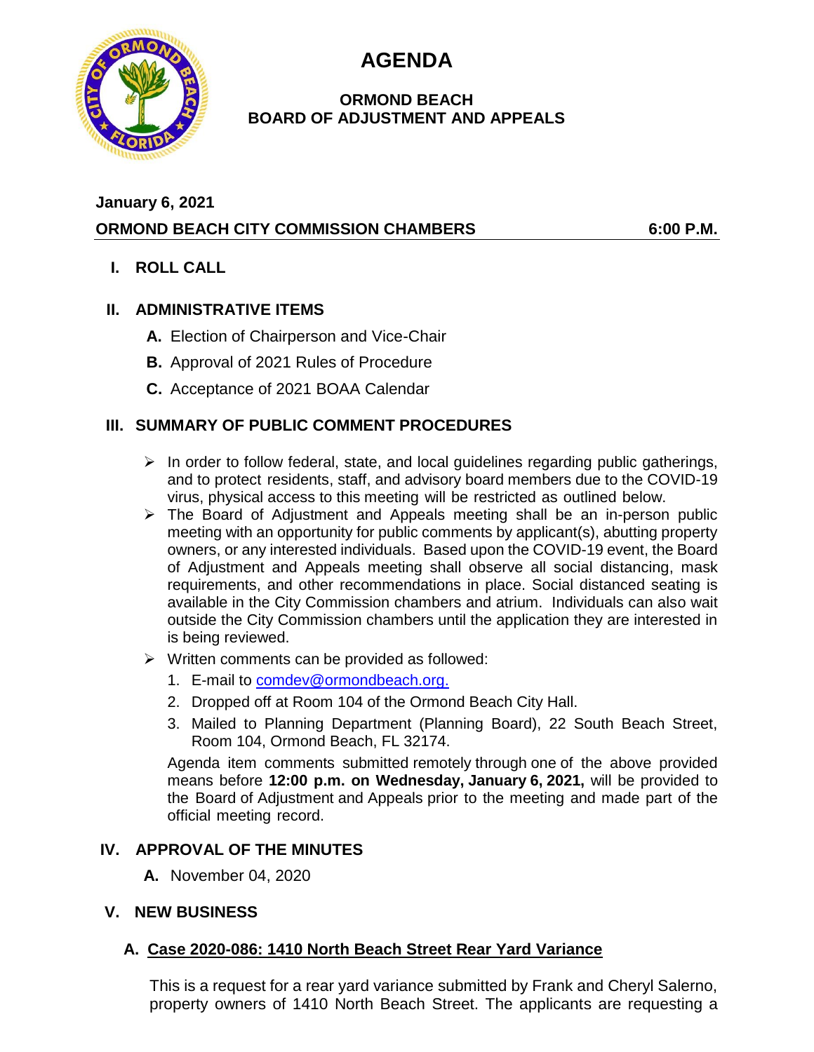# AGENDA

## ORMOND BEACH
## BOARD OF ADJUSTMENT AND APPEALS

**January 6, 2021**

**ORMOND BEACH CITY COMMISSION CHAMBERS** **6:00 P.M.**

## I. ROLL CALL

## II. ADMINISTRATIVE ITEMS

**A.** Election of Chairperson and Vice-Chair

**B.** Approval of 2021 Rules of Procedure

**C.** Acceptance of 2021 BOAA Calendar

## III. SUMMARY OF PUBLIC COMMENT PROCEDURES

- In order to follow federal, state, and local guidelines regarding public gatherings, and to protect residents, staff, and advisory board members due to the COVID-19 virus, physical access to this meeting will be restricted as outlined below.
- The Board of Adjustment and Appeals meeting shall be an in-person public meeting with an opportunity for public comments by applicant(s), abutting property owners, or any interested individuals. Based upon the COVID-19 event, the Board of Adjustment and Appeals meeting shall observe all social distancing, mask requirements, and other recommendations in place. Social distanced seating is available in the City Commission chambers and atrium. Individuals can also wait outside the City Commission chambers until the application they are interested in is being reviewed.
- Written comments can be provided as followed:
  1. E-mail to comdev@ormondbeach.org.
  2. Dropped off at Room 104 of the Ormond Beach City Hall.
  3. Mailed to Planning Department (Planning Board), 22 South Beach Street, Room 104, Ormond Beach, FL 32174.

  Agenda item comments submitted remotely through one of the above provided means before **12:00 p.m. on Wednesday, January 6, 2021,** will be provided to the Board of Adjustment and Appeals prior to the meeting and made part of the official meeting record.

## IV. APPROVAL OF THE MINUTES

**A.** November 04, 2020

## V. NEW BUSINESS

### A. Case 2020-086: 1410 North Beach Street Rear Yard Variance

This is a request for a rear yard variance submitted by Frank and Cheryl Salerno, property owners of 1410 North Beach Street. The applicants are requesting a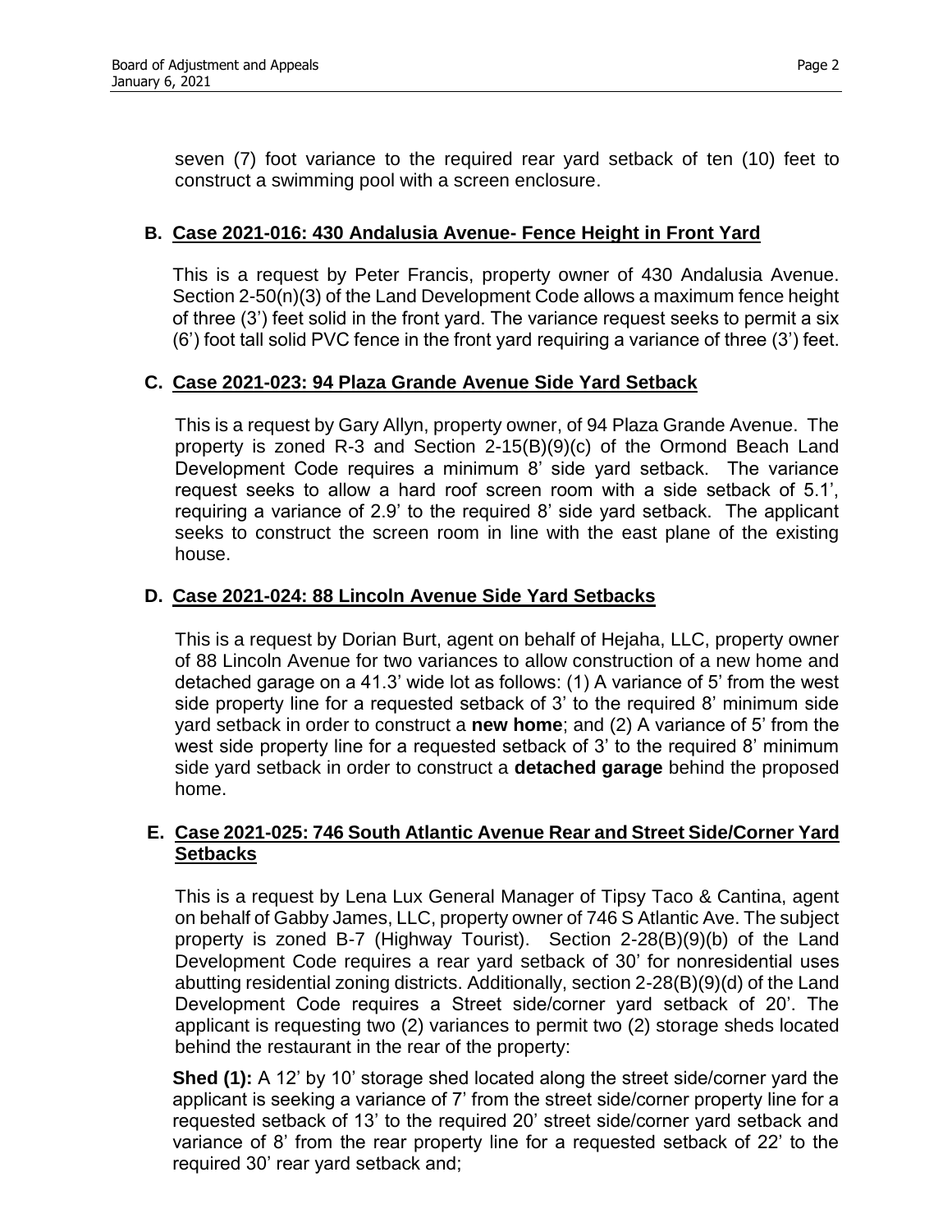seven (7) foot variance to the required rear yard setback of ten (10) feet to construct a swimming pool with a screen enclosure.

### B. Case 2021-016: 430 Andalusia Avenue- Fence Height in Front Yard

This is a request by Peter Francis, property owner of 430 Andalusia Avenue. Section 2-50(n)(3) of the Land Development Code allows a maximum fence height of three (3') feet solid in the front yard. The variance request seeks to permit a six (6') foot tall solid PVC fence in the front yard requiring a variance of three (3') feet.

### C. Case 2021-023: 94 Plaza Grande Avenue Side Yard Setback

This is a request by Gary Allyn, property owner, of 94 Plaza Grande Avenue. The property is zoned R-3 and Section 2-15(B)(9)(c) of the Ormond Beach Land Development Code requires a minimum 8' side yard setback. The variance request seeks to allow a hard roof screen room with a side setback of 5.1', requiring a variance of 2.9' to the required 8' side yard setback. The applicant seeks to construct the screen room in line with the east plane of the existing house.

### D. Case 2021-024: 88 Lincoln Avenue Side Yard Setbacks

This is a request by Dorian Burt, agent on behalf of Hejaha, LLC, property owner of 88 Lincoln Avenue for two variances to allow construction of a new home and detached garage on a 41.3' wide lot as follows: (1) A variance of 5' from the west side property line for a requested setback of 3' to the required 8' minimum side yard setback in order to construct a **new home**; and (2) A variance of 5' from the west side property line for a requested setback of 3' to the required 8' minimum side yard setback in order to construct a **detached garage** behind the proposed home.

### E. Case 2021-025: 746 South Atlantic Avenue Rear and Street Side/Corner Yard Setbacks

This is a request by Lena Lux General Manager of Tipsy Taco & Cantina, agent on behalf of Gabby James, LLC, property owner of 746 S Atlantic Ave. The subject property is zoned B-7 (Highway Tourist). Section 2-28(B)(9)(b) of the Land Development Code requires a rear yard setback of 30' for nonresidential uses abutting residential zoning districts. Additionally, section 2-28(B)(9)(d) of the Land Development Code requires a Street side/corner yard setback of 20'. The applicant is requesting two (2) variances to permit two (2) storage sheds located behind the restaurant in the rear of the property:

**Shed (1):** A 12' by 10' storage shed located along the street side/corner yard the applicant is seeking a variance of 7' from the street side/corner property line for a requested setback of 13' to the required 20' street side/corner yard setback and variance of 8' from the rear property line for a requested setback of 22' to the required 30' rear yard setback and;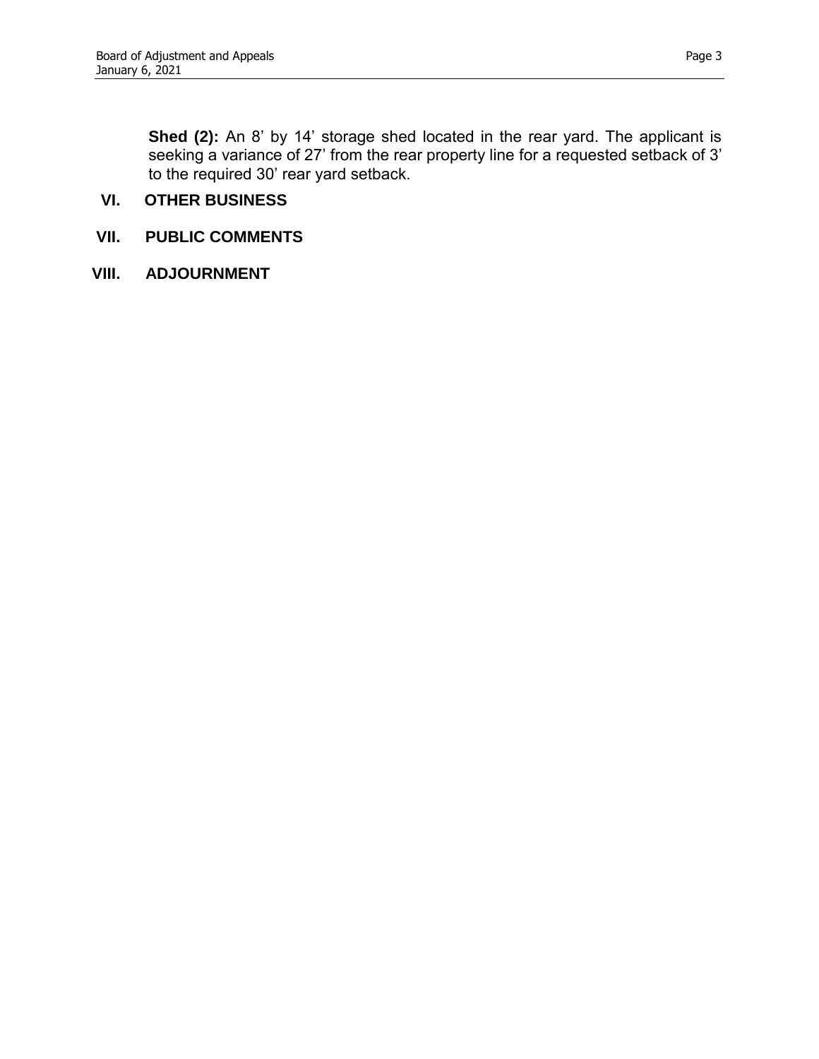**Shed (2):** An 8’ by 14’ storage shed located in the rear yard. The applicant is seeking a variance of 27’ from the rear property line for a requested setback of 3’ to the required 30’ rear yard setback.

## VI. OTHER BUSINESS

## VII. PUBLIC COMMENTS

## VIII. ADJOURNMENT